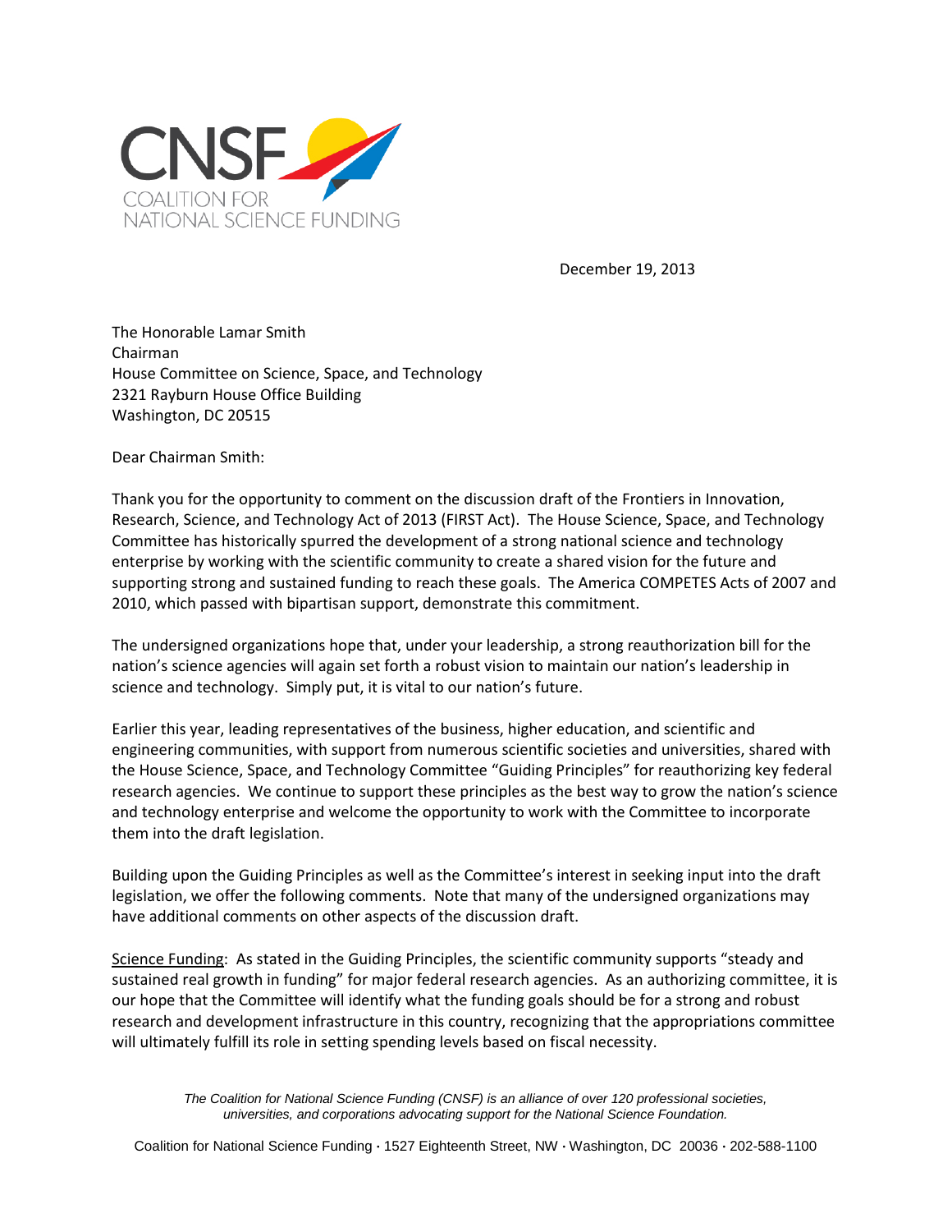CNSF
COALITION FOR
NATIONAL SCIENCE FUNDING

December 19, 2013

The Honorable Lamar Smith
Chairman
House Committee on Science, Space, and Technology
2321 Rayburn House Office Building
Washington, DC 20515

Dear Chairman Smith:

Thank you for the opportunity to comment on the discussion draft of the Frontiers in Innovation, Research, Science, and Technology Act of 2013 (FIRST Act). The House Science, Space, and Technology Committee has historically spurred the development of a strong national science and technology enterprise by working with the scientific community to create a shared vision for the future and supporting strong and sustained funding to reach these goals. The America COMPETES Acts of 2007 and 2010, which passed with bipartisan support, demonstrate this commitment.

The undersigned organizations hope that, under your leadership, a strong reauthorization bill for the nation's science agencies will again set forth a robust vision to maintain our nation's leadership in science and technology. Simply put, it is vital to our nation's future.

Earlier this year, leading representatives of the business, higher education, and scientific and engineering communities, with support from numerous scientific societies and universities, shared with the House Science, Space, and Technology Committee "Guiding Principles" for reauthorizing key federal research agencies. We continue to support these principles as the best way to grow the nation's science and technology enterprise and welcome the opportunity to work with the Committee to incorporate them into the draft legislation.

Building upon the Guiding Principles as well as the Committee's interest in seeking input into the draft legislation, we offer the following comments. Note that many of the undersigned organizations may have additional comments on other aspects of the discussion draft.

<u>Science Funding</u>: As stated in the Guiding Principles, the scientific community supports "steady and sustained real growth in funding" for major federal research agencies. As an authorizing committee, it is our hope that the Committee will identify what the funding goals should be for a strong and robust research and development infrastructure in this country, recognizing that the appropriations committee will ultimately fulfill its role in setting spending levels based on fiscal necessity.

*The Coalition for National Science Funding (CNSF) is an alliance of over 120 professional societies, universities, and corporations advocating support for the National Science Foundation.*

Coalition for National Science Funding · 1527 Eighteenth Street, NW · Washington, DC 20036 · 202-588-1100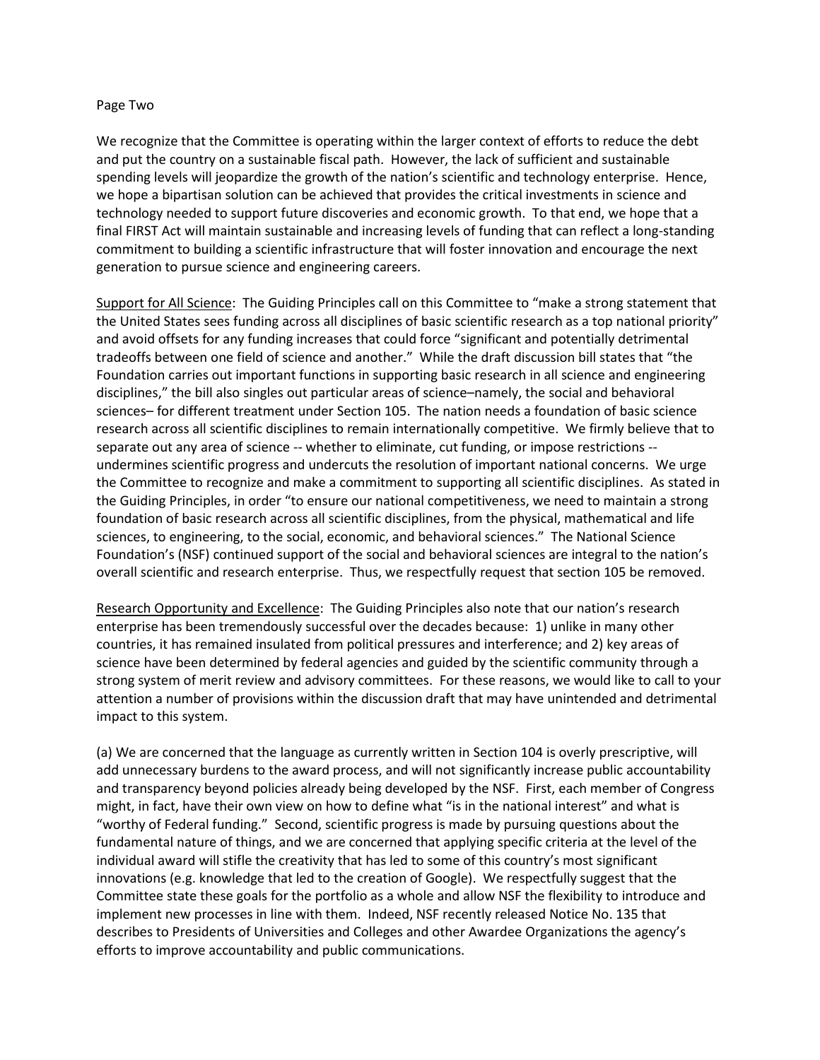We recognize that the Committee is operating within the larger context of efforts to reduce the debt and put the country on a sustainable fiscal path. However, the lack of sufficient and sustainable spending levels will jeopardize the growth of the nation's scientific and technology enterprise. Hence, we hope a bipartisan solution can be achieved that provides the critical investments in science and technology needed to support future discoveries and economic growth. To that end, we hope that a final FIRST Act will maintain sustainable and increasing levels of funding that can reflect a long-standing commitment to building a scientific infrastructure that will foster innovation and encourage the next generation to pursue science and engineering careers.

Support for All Science: The Guiding Principles call on this Committee to "make a strong statement that the United States sees funding across all disciplines of basic scientific research as a top national priority" and avoid offsets for any funding increases that could force "significant and potentially detrimental tradeoffs between one field of science and another." While the draft discussion bill states that "the Foundation carries out important functions in supporting basic research in all science and engineering disciplines," the bill also singles out particular areas of science–namely, the social and behavioral sciences– for different treatment under Section 105. The nation needs a foundation of basic science research across all scientific disciplines to remain internationally competitive. We firmly believe that to separate out any area of science -- whether to eliminate, cut funding, or impose restrictions -- undermines scientific progress and undercuts the resolution of important national concerns. We urge the Committee to recognize and make a commitment to supporting all scientific disciplines. As stated in the Guiding Principles, in order "to ensure our national competitiveness, we need to maintain a strong foundation of basic research across all scientific disciplines, from the physical, mathematical and life sciences, to engineering, to the social, economic, and behavioral sciences." The National Science Foundation's (NSF) continued support of the social and behavioral sciences are integral to the nation's overall scientific and research enterprise. Thus, we respectfully request that section 105 be removed.

Research Opportunity and Excellence: The Guiding Principles also note that our nation's research enterprise has been tremendously successful over the decades because: 1) unlike in many other countries, it has remained insulated from political pressures and interference; and 2) key areas of science have been determined by federal agencies and guided by the scientific community through a strong system of merit review and advisory committees. For these reasons, we would like to call to your attention a number of provisions within the discussion draft that may have unintended and detrimental impact to this system.

(a) We are concerned that the language as currently written in Section 104 is overly prescriptive, will add unnecessary burdens to the award process, and will not significantly increase public accountability and transparency beyond policies already being developed by the NSF. First, each member of Congress might, in fact, have their own view on how to define what "is in the national interest" and what is "worthy of Federal funding." Second, scientific progress is made by pursuing questions about the fundamental nature of things, and we are concerned that applying specific criteria at the level of the individual award will stifle the creativity that has led to some of this country's most significant innovations (e.g. knowledge that led to the creation of Google). We respectfully suggest that the Committee state these goals for the portfolio as a whole and allow NSF the flexibility to introduce and implement new processes in line with them. Indeed, NSF recently released Notice No. 135 that describes to Presidents of Universities and Colleges and other Awardee Organizations the agency's efforts to improve accountability and public communications.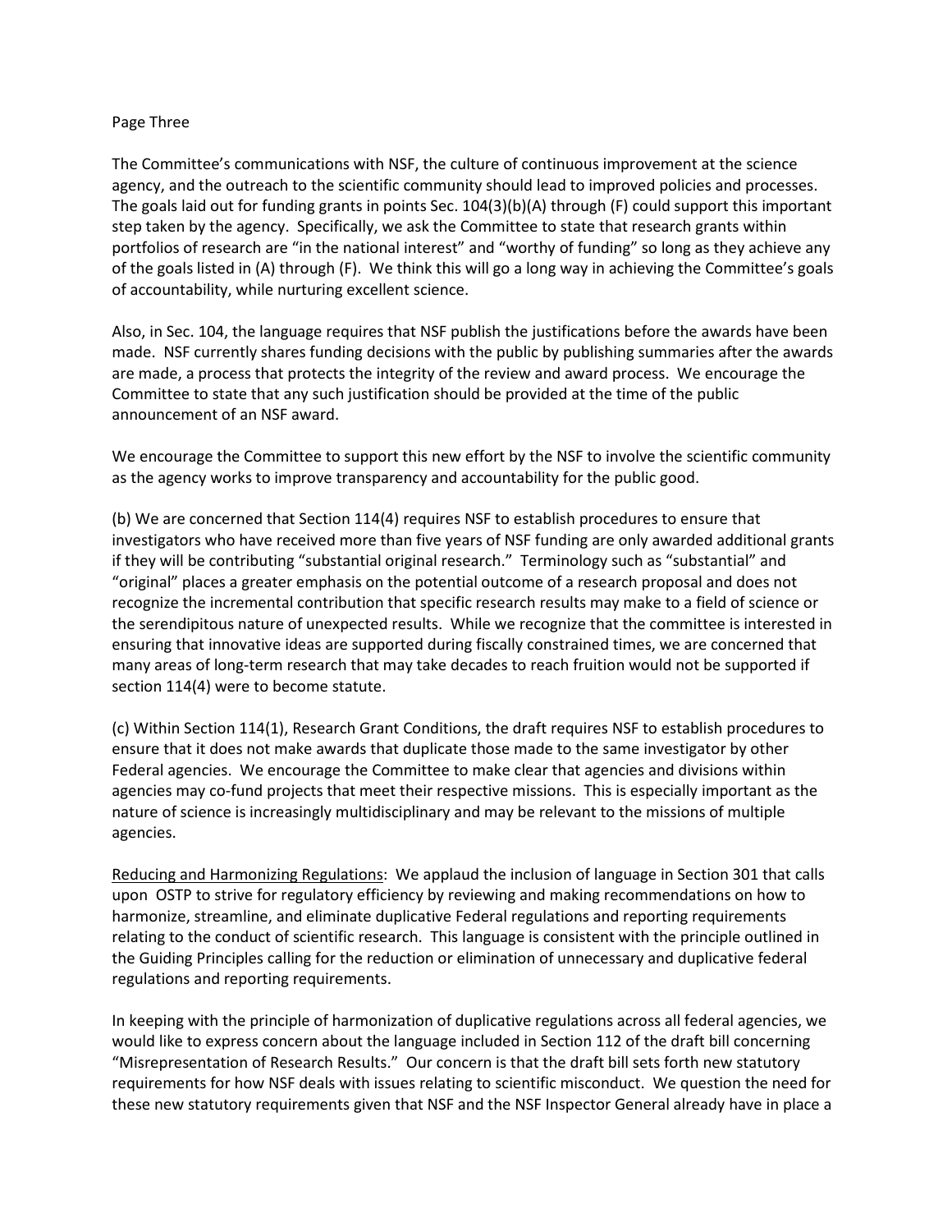The Committee's communications with NSF, the culture of continuous improvement at the science agency, and the outreach to the scientific community should lead to improved policies and processes. The goals laid out for funding grants in points Sec. 104(3)(b)(A) through (F) could support this important step taken by the agency. Specifically, we ask the Committee to state that research grants within portfolios of research are "in the national interest" and "worthy of funding" so long as they achieve any of the goals listed in (A) through (F). We think this will go a long way in achieving the Committee's goals of accountability, while nurturing excellent science.

Also, in Sec. 104, the language requires that NSF publish the justifications before the awards have been made. NSF currently shares funding decisions with the public by publishing summaries after the awards are made, a process that protects the integrity of the review and award process. We encourage the Committee to state that any such justification should be provided at the time of the public announcement of an NSF award.

We encourage the Committee to support this new effort by the NSF to involve the scientific community as the agency works to improve transparency and accountability for the public good.

(b) We are concerned that Section 114(4) requires NSF to establish procedures to ensure that investigators who have received more than five years of NSF funding are only awarded additional grants if they will be contributing "substantial original research." Terminology such as "substantial" and "original" places a greater emphasis on the potential outcome of a research proposal and does not recognize the incremental contribution that specific research results may make to a field of science or the serendipitous nature of unexpected results. While we recognize that the committee is interested in ensuring that innovative ideas are supported during fiscally constrained times, we are concerned that many areas of long-term research that may take decades to reach fruition would not be supported if section 114(4) were to become statute.

(c) Within Section 114(1), Research Grant Conditions, the draft requires NSF to establish procedures to ensure that it does not make awards that duplicate those made to the same investigator by other Federal agencies. We encourage the Committee to make clear that agencies and divisions within agencies may co-fund projects that meet their respective missions. This is especially important as the nature of science is increasingly multidisciplinary and may be relevant to the missions of multiple agencies.

<u>Reducing and Harmonizing Regulations</u>: We applaud the inclusion of language in Section 301 that calls upon OSTP to strive for regulatory efficiency by reviewing and making recommendations on how to harmonize, streamline, and eliminate duplicative Federal regulations and reporting requirements relating to the conduct of scientific research. This language is consistent with the principle outlined in the Guiding Principles calling for the reduction or elimination of unnecessary and duplicative federal regulations and reporting requirements.

In keeping with the principle of harmonization of duplicative regulations across all federal agencies, we would like to express concern about the language included in Section 112 of the draft bill concerning "Misrepresentation of Research Results." Our concern is that the draft bill sets forth new statutory requirements for how NSF deals with issues relating to scientific misconduct. We question the need for these new statutory requirements given that NSF and the NSF Inspector General already have in place a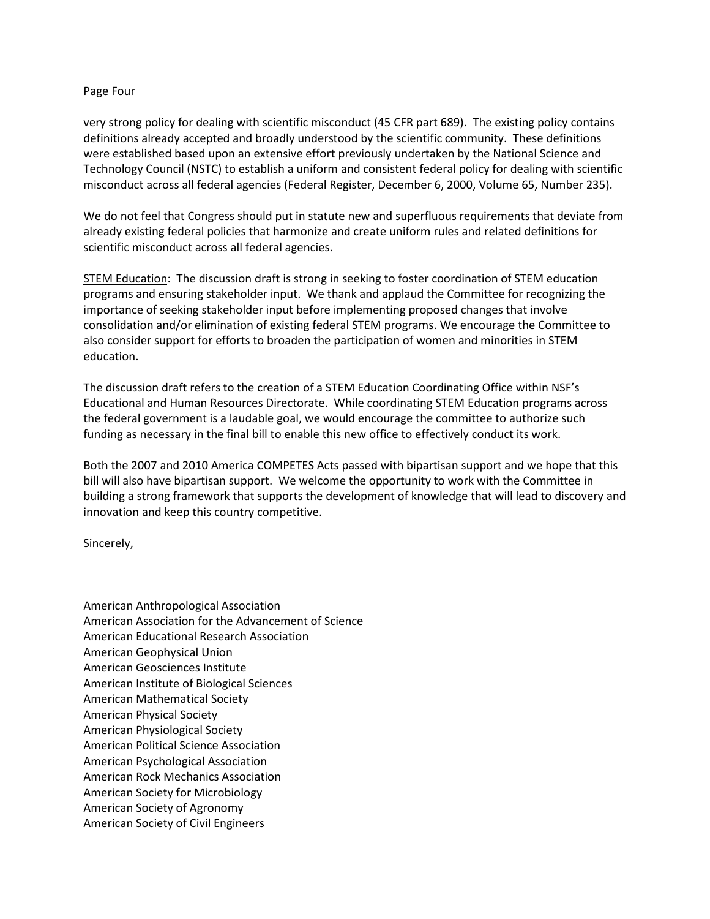very strong policy for dealing with scientific misconduct (45 CFR part 689). The existing policy contains definitions already accepted and broadly understood by the scientific community. These definitions were established based upon an extensive effort previously undertaken by the National Science and Technology Council (NSTC) to establish a uniform and consistent federal policy for dealing with scientific misconduct across all federal agencies (Federal Register, December 6, 2000, Volume 65, Number 235).

We do not feel that Congress should put in statute new and superfluous requirements that deviate from already existing federal policies that harmonize and create uniform rules and related definitions for scientific misconduct across all federal agencies.

<u>STEM Education</u>: The discussion draft is strong in seeking to foster coordination of STEM education programs and ensuring stakeholder input. We thank and applaud the Committee for recognizing the importance of seeking stakeholder input before implementing proposed changes that involve consolidation and/or elimination of existing federal STEM programs. We encourage the Committee to also consider support for efforts to broaden the participation of women and minorities in STEM education.

The discussion draft refers to the creation of a STEM Education Coordinating Office within NSF's Educational and Human Resources Directorate. While coordinating STEM Education programs across the federal government is a laudable goal, we would encourage the committee to authorize such funding as necessary in the final bill to enable this new office to effectively conduct its work.

Both the 2007 and 2010 America COMPETES Acts passed with bipartisan support and we hope that this bill will also have bipartisan support. We welcome the opportunity to work with the Committee in building a strong framework that supports the development of knowledge that will lead to discovery and innovation and keep this country competitive.

Sincerely,

American Anthropological Association  
American Association for the Advancement of Science  
American Educational Research Association  
American Geophysical Union  
American Geosciences Institute  
American Institute of Biological Sciences  
American Mathematical Society  
American Physical Society  
American Physiological Society  
American Political Science Association  
American Psychological Association  
American Rock Mechanics Association  
American Society for Microbiology  
American Society of Agronomy  
American Society of Civil Engineers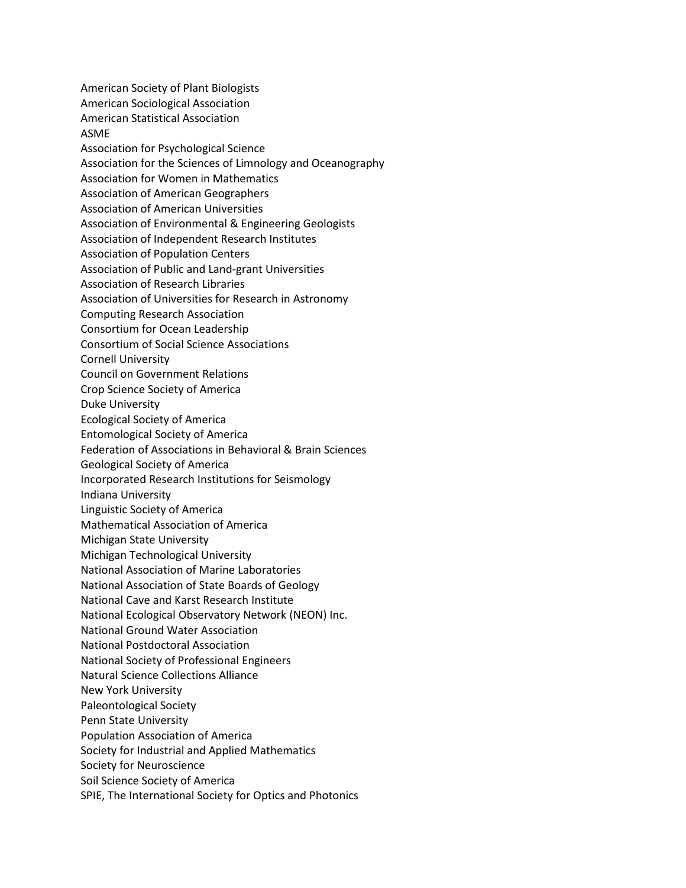American Society of Plant Biologists
American Sociological Association
American Statistical Association
ASME
Association for Psychological Science
Association for the Sciences of Limnology and Oceanography
Association for Women in Mathematics
Association of American Geographers
Association of American Universities
Association of Environmental & Engineering Geologists
Association of Independent Research Institutes
Association of Population Centers
Association of Public and Land-grant Universities
Association of Research Libraries
Association of Universities for Research in Astronomy
Computing Research Association
Consortium for Ocean Leadership
Consortium of Social Science Associations
Cornell University
Council on Government Relations
Crop Science Society of America
Duke University
Ecological Society of America
Entomological Society of America
Federation of Associations in Behavioral & Brain Sciences
Geological Society of America
Incorporated Research Institutions for Seismology
Indiana University
Linguistic Society of America
Mathematical Association of America
Michigan State University
Michigan Technological University
National Association of Marine Laboratories
National Association of State Boards of Geology
National Cave and Karst Research Institute
National Ecological Observatory Network (NEON) Inc.
National Ground Water Association
National Postdoctoral Association
National Society of Professional Engineers
Natural Science Collections Alliance
New York University
Paleontological Society
Penn State University
Population Association of America
Society for Industrial and Applied Mathematics
Society for Neuroscience
Soil Science Society of America
SPIE, The International Society for Optics and Photonics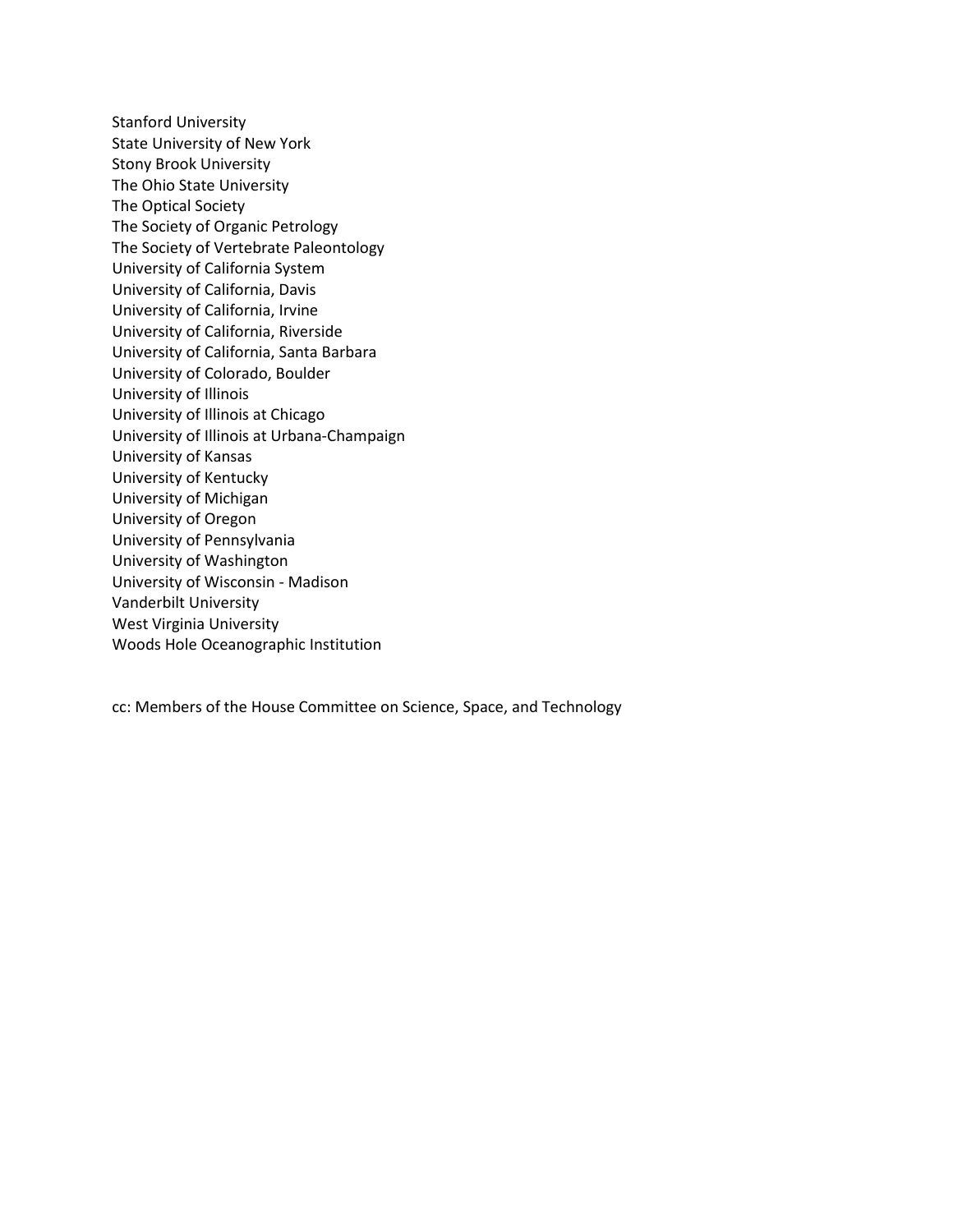Stanford University
State University of New York
Stony Brook University
The Ohio State University
The Optical Society
The Society of Organic Petrology
The Society of Vertebrate Paleontology
University of California System
University of California, Davis
University of California, Irvine
University of California, Riverside
University of California, Santa Barbara
University of Colorado, Boulder
University of Illinois
University of Illinois at Chicago
University of Illinois at Urbana-Champaign
University of Kansas
University of Kentucky
University of Michigan
University of Oregon
University of Pennsylvania
University of Washington
University of Wisconsin - Madison
Vanderbilt University
West Virginia University
Woods Hole Oceanographic Institution

cc: Members of the House Committee on Science, Space, and Technology